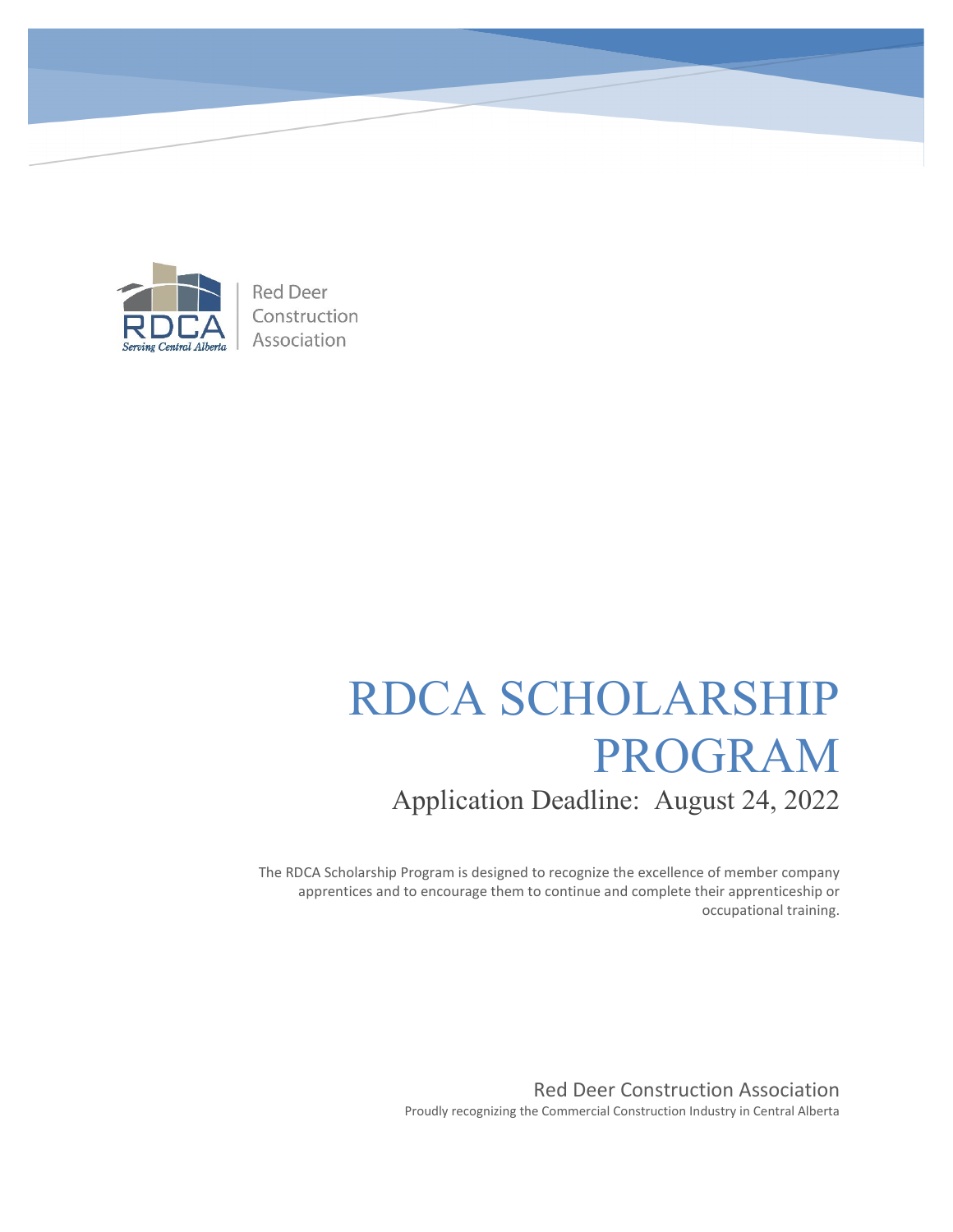Red Deer Construction Association

RDCA

*Serving Central Alberta*

# RDCA SCHOLARSHIP PROGRAM

## Application Deadline: August 24, 2022

The RDCA Scholarship Program is designed to recognize the excellence of member company apprentices and to encourage them to continue and complete their apprenticeship or occupational training.

Red Deer Construction Association

Proudly recognizing the Commercial Construction Industry in Central Alberta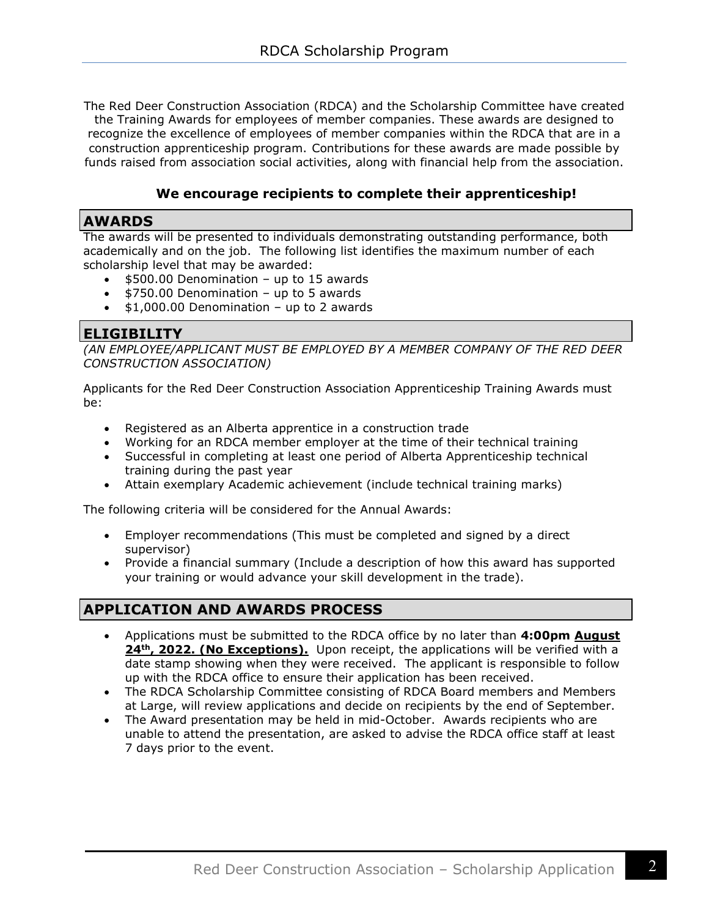# RDCA Scholarship Program

The Red Deer Construction Association (RDCA) and the Scholarship Committee have created the Training Awards for employees of member companies. These awards are designed to recognize the excellence of employees of member companies within the RDCA that are in a construction apprenticeship program. Contributions for these awards are made possible by funds raised from association social activities, along with financial help from the association.

**We encourage recipients to complete their apprenticeship!**

## AWARDS

The awards will be presented to individuals demonstrating outstanding performance, both academically and on the job. The following list identifies the maximum number of each scholarship level that may be awarded:

- $500.00 Denomination – up to 15 awards
- $750.00 Denomination – up to 5 awards
- $1,000.00 Denomination – up to 2 awards

## ELIGIBILITY

*(AN EMPLOYEE/APPLICANT MUST BE EMPLOYED BY A MEMBER COMPANY OF THE RED DEER CONSTRUCTION ASSOCIATION)*

Applicants for the Red Deer Construction Association Apprenticeship Training Awards must be:

- Registered as an Alberta apprentice in a construction trade
- Working for an RDCA member employer at the time of their technical training
- Successful in completing at least one period of Alberta Apprenticeship technical training during the past year
- Attain exemplary Academic achievement (include technical training marks)

The following criteria will be considered for the Annual Awards:

- Employer recommendations (This must be completed and signed by a direct supervisor)
- Provide a financial summary (Include a description of how this award has supported your training or would advance your skill development in the trade).

## APPLICATION AND AWARDS PROCESS

- Applications must be submitted to the RDCA office by no later than **4:00pm <u>August 24th, 2022. (No Exceptions).</u>** Upon receipt, the applications will be verified with a date stamp showing when they were received. The applicant is responsible to follow up with the RDCA office to ensure their application has been received.
- The RDCA Scholarship Committee consisting of RDCA Board members and Members at Large, will review applications and decide on recipients by the end of September.
- The Award presentation may be held in mid-October. Awards recipients who are unable to attend the presentation, are asked to advise the RDCA office staff at least 7 days prior to the event.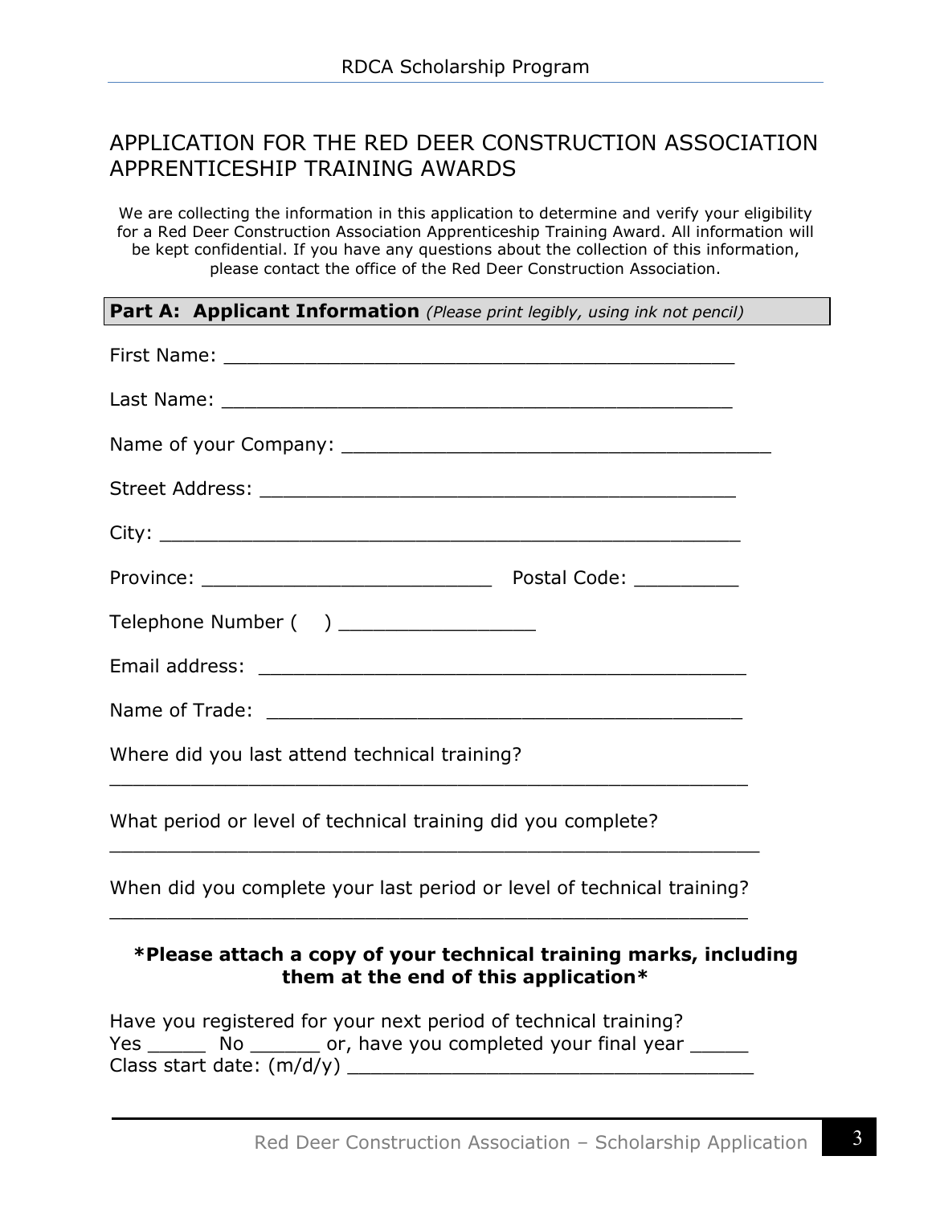# APPLICATION FOR THE RED DEER CONSTRUCTION ASSOCIATION APPRENTICESHIP TRAINING AWARDS

We are collecting the information in this application to determine and verify your eligibility for a Red Deer Construction Association Apprenticeship Training Award. All information will be kept confidential. If you have any questions about the collection of this information, please contact the office of the Red Deer Construction Association.

## Part A: Applicant Information *(Please print legibly, using ink not pencil)*

First Name: ____________________________________________

Last Name: ____________________________________________

Name of your Company: _____________________________________

Street Address: _________________________________________

City: _____________________________________________________

Province: _________________________ Postal Code: _________

Telephone Number (    ) _________________

Email address: __________________________________________

Name of Trade: __________________________________________

Where did you last attend technical training?

_________________________________________________________

What period or level of technical training did you complete?

_________________________________________________________

When did you complete your last period or level of technical training?

_________________________________________________________

**\*Please attach a copy of your technical training marks, including them at the end of this application\***

Have you registered for your next period of technical training?
Yes _____ No ______ or, have you completed your final year _____
Class start date: (m/d/y) ___________________________________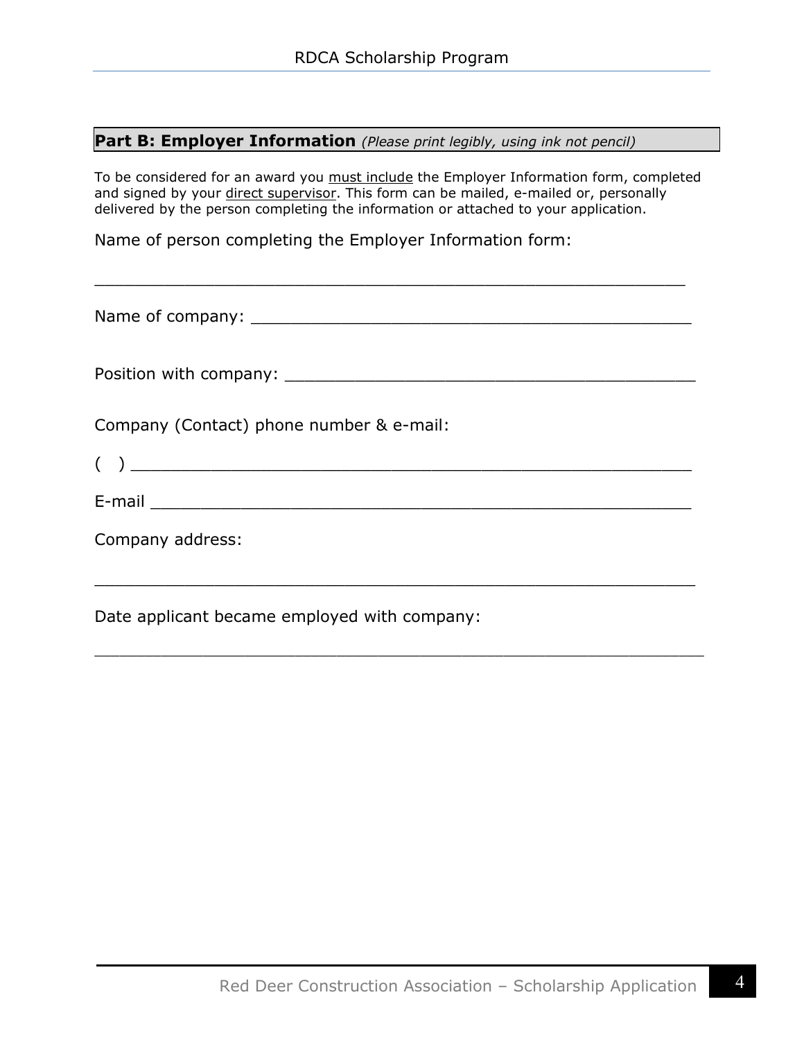## **Part B: Employer Information** *(Please print legibly, using ink not pencil)*

To be considered for an award you <u>must include</u> the Employer Information form, completed and signed by your <u>direct supervisor</u>. This form can be mailed, e-mailed or, personally delivered by the person completing the information or attached to your application.

Name of person completing the Employer Information form:

\_\_\_\_\_\_\_\_\_\_\_\_\_\_\_\_\_\_\_\_\_\_\_\_\_\_\_\_\_\_\_\_\_\_\_\_\_\_\_\_\_\_\_\_\_\_\_\_\_\_\_\_\_\_\_\_

Name of company: \_\_\_\_\_\_\_\_\_\_\_\_\_\_\_\_\_\_\_\_\_\_\_\_\_\_\_\_\_\_\_\_\_\_\_\_\_\_\_\_\_\_\_\_

Position with company: \_\_\_\_\_\_\_\_\_\_\_\_\_\_\_\_\_\_\_\_\_\_\_\_\_\_\_\_\_\_\_\_\_\_\_\_\_\_\_\_\_

Company (Contact) phone number & e-mail:

(   ) \_\_\_\_\_\_\_\_\_\_\_\_\_\_\_\_\_\_\_\_\_\_\_\_\_\_\_\_\_\_\_\_\_\_\_\_\_\_\_\_\_\_\_\_\_\_\_\_\_\_\_\_\_

E-mail \_\_\_\_\_\_\_\_\_\_\_\_\_\_\_\_\_\_\_\_\_\_\_\_\_\_\_\_\_\_\_\_\_\_\_\_\_\_\_\_\_\_\_\_\_\_\_\_\_\_\_\_

Company address:

\_\_\_\_\_\_\_\_\_\_\_\_\_\_\_\_\_\_\_\_\_\_\_\_\_\_\_\_\_\_\_\_\_\_\_\_\_\_\_\_\_\_\_\_\_\_\_\_\_\_\_\_\_\_\_\_

Date applicant became employed with company:

\_\_\_\_\_\_\_\_\_\_\_\_\_\_\_\_\_\_\_\_\_\_\_\_\_\_\_\_\_\_\_\_\_\_\_\_\_\_\_\_\_\_\_\_\_\_\_\_\_\_\_\_\_\_\_\_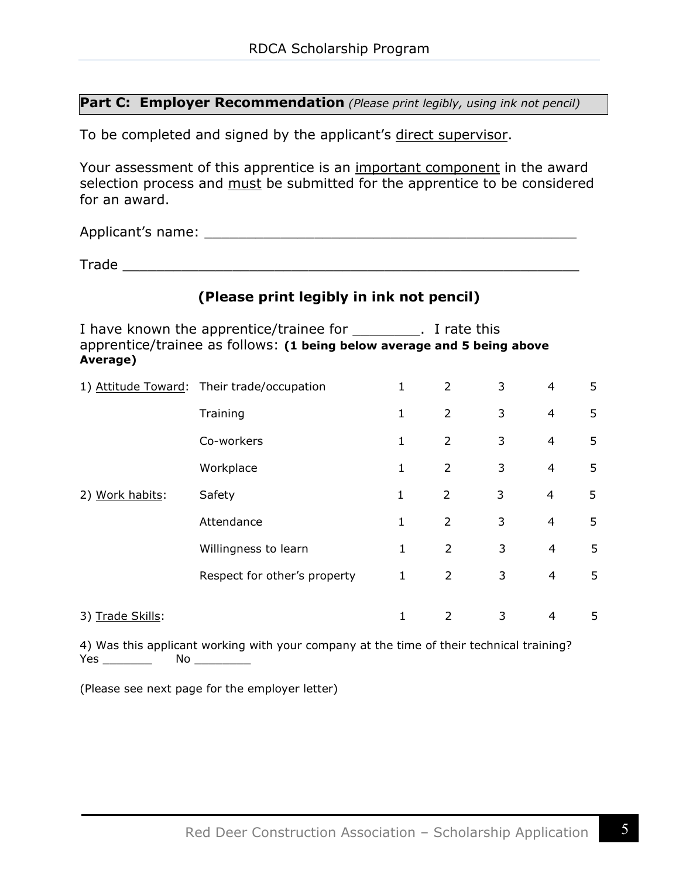**Part C: Employer Recommendation** *(Please print legibly, using ink not pencil)*

To be completed and signed by the applicant's direct supervisor.

Your assessment of this apprentice is an important component in the award selection process and must be submitted for the apprentice to be considered for an award.

Applicant's name: ____________________________________________

Trade ____________________________________________________

**(Please print legibly in ink not pencil)**

I have known the apprentice/trainee for ________. I rate this apprentice/trainee as follows: **(1 being below average and 5 being above Average)**

| | | | | | | |
|---|---|---|---|---|---|---|
| 1) Attitude Toward: | Their trade/occupation | 1 | 2 | 3 | 4 | 5 |
| | Training | 1 | 2 | 3 | 4 | 5 |
| | Co-workers | 1 | 2 | 3 | 4 | 5 |
| | Workplace | 1 | 2 | 3 | 4 | 5 |
| 2) Work habits: | Safety | 1 | 2 | 3 | 4 | 5 |
| | Attendance | 1 | 2 | 3 | 4 | 5 |
| | Willingness to learn | 1 | 2 | 3 | 4 | 5 |
| | Respect for other's property | 1 | 2 | 3 | 4 | 5 |
| 3) Trade Skills: | | 1 | 2 | 3 | 4 | 5 |

4) Was this applicant working with your company at the time of their technical training?
Yes _______ No ________

(Please see next page for the employer letter)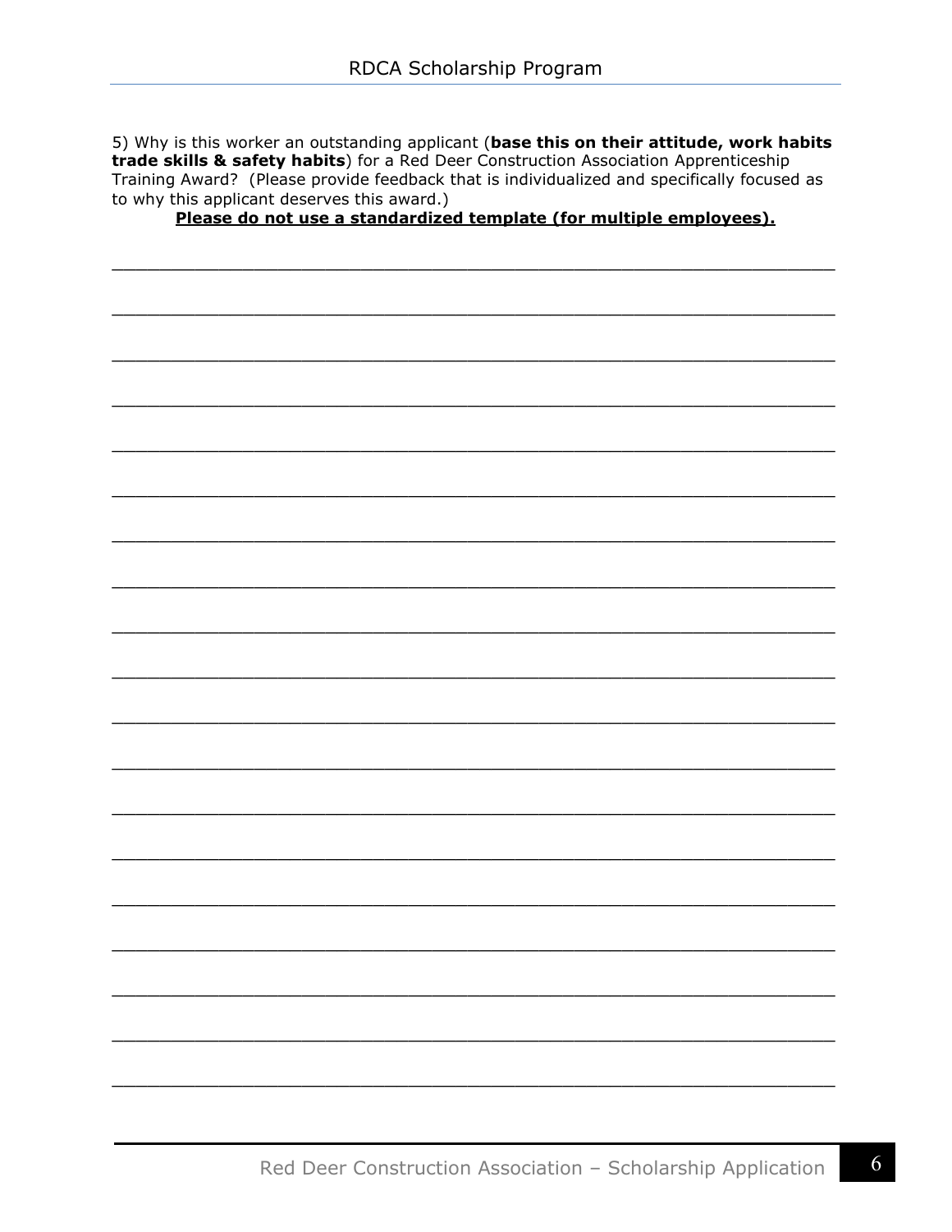5) Why is this worker an outstanding applicant (**base this on their attitude, work habits trade skills & safety habits**) for a Red Deer Construction Association Apprenticeship Training Award? (Please provide feedback that is individualized and specifically focused as to why this applicant deserves this award.)

**Please do not use a standardized template (for multiple employees).**

\_\_\_\_\_\_\_\_\_\_\_\_\_\_\_\_\_\_\_\_\_\_\_\_\_\_\_\_\_\_\_\_\_\_\_\_\_\_\_\_\_\_\_\_\_\_\_\_\_\_\_\_\_\_\_\_\_\_\_\_\_\_\_\_\_\_

\_\_\_\_\_\_\_\_\_\_\_\_\_\_\_\_\_\_\_\_\_\_\_\_\_\_\_\_\_\_\_\_\_\_\_\_\_\_\_\_\_\_\_\_\_\_\_\_\_\_\_\_\_\_\_\_\_\_\_\_\_\_\_\_\_\_

\_\_\_\_\_\_\_\_\_\_\_\_\_\_\_\_\_\_\_\_\_\_\_\_\_\_\_\_\_\_\_\_\_\_\_\_\_\_\_\_\_\_\_\_\_\_\_\_\_\_\_\_\_\_\_\_\_\_\_\_\_\_\_\_\_\_

\_\_\_\_\_\_\_\_\_\_\_\_\_\_\_\_\_\_\_\_\_\_\_\_\_\_\_\_\_\_\_\_\_\_\_\_\_\_\_\_\_\_\_\_\_\_\_\_\_\_\_\_\_\_\_\_\_\_\_\_\_\_\_\_\_\_

\_\_\_\_\_\_\_\_\_\_\_\_\_\_\_\_\_\_\_\_\_\_\_\_\_\_\_\_\_\_\_\_\_\_\_\_\_\_\_\_\_\_\_\_\_\_\_\_\_\_\_\_\_\_\_\_\_\_\_\_\_\_\_\_\_\_

\_\_\_\_\_\_\_\_\_\_\_\_\_\_\_\_\_\_\_\_\_\_\_\_\_\_\_\_\_\_\_\_\_\_\_\_\_\_\_\_\_\_\_\_\_\_\_\_\_\_\_\_\_\_\_\_\_\_\_\_\_\_\_\_\_\_

\_\_\_\_\_\_\_\_\_\_\_\_\_\_\_\_\_\_\_\_\_\_\_\_\_\_\_\_\_\_\_\_\_\_\_\_\_\_\_\_\_\_\_\_\_\_\_\_\_\_\_\_\_\_\_\_\_\_\_\_\_\_\_\_\_\_

\_\_\_\_\_\_\_\_\_\_\_\_\_\_\_\_\_\_\_\_\_\_\_\_\_\_\_\_\_\_\_\_\_\_\_\_\_\_\_\_\_\_\_\_\_\_\_\_\_\_\_\_\_\_\_\_\_\_\_\_\_\_\_\_\_\_

\_\_\_\_\_\_\_\_\_\_\_\_\_\_\_\_\_\_\_\_\_\_\_\_\_\_\_\_\_\_\_\_\_\_\_\_\_\_\_\_\_\_\_\_\_\_\_\_\_\_\_\_\_\_\_\_\_\_\_\_\_\_\_\_\_\_

\_\_\_\_\_\_\_\_\_\_\_\_\_\_\_\_\_\_\_\_\_\_\_\_\_\_\_\_\_\_\_\_\_\_\_\_\_\_\_\_\_\_\_\_\_\_\_\_\_\_\_\_\_\_\_\_\_\_\_\_\_\_\_\_\_\_

\_\_\_\_\_\_\_\_\_\_\_\_\_\_\_\_\_\_\_\_\_\_\_\_\_\_\_\_\_\_\_\_\_\_\_\_\_\_\_\_\_\_\_\_\_\_\_\_\_\_\_\_\_\_\_\_\_\_\_\_\_\_\_\_\_\_

\_\_\_\_\_\_\_\_\_\_\_\_\_\_\_\_\_\_\_\_\_\_\_\_\_\_\_\_\_\_\_\_\_\_\_\_\_\_\_\_\_\_\_\_\_\_\_\_\_\_\_\_\_\_\_\_\_\_\_\_\_\_\_\_\_\_

\_\_\_\_\_\_\_\_\_\_\_\_\_\_\_\_\_\_\_\_\_\_\_\_\_\_\_\_\_\_\_\_\_\_\_\_\_\_\_\_\_\_\_\_\_\_\_\_\_\_\_\_\_\_\_\_\_\_\_\_\_\_\_\_\_\_

\_\_\_\_\_\_\_\_\_\_\_\_\_\_\_\_\_\_\_\_\_\_\_\_\_\_\_\_\_\_\_\_\_\_\_\_\_\_\_\_\_\_\_\_\_\_\_\_\_\_\_\_\_\_\_\_\_\_\_\_\_\_\_\_\_\_

\_\_\_\_\_\_\_\_\_\_\_\_\_\_\_\_\_\_\_\_\_\_\_\_\_\_\_\_\_\_\_\_\_\_\_\_\_\_\_\_\_\_\_\_\_\_\_\_\_\_\_\_\_\_\_\_\_\_\_\_\_\_\_\_\_\_

\_\_\_\_\_\_\_\_\_\_\_\_\_\_\_\_\_\_\_\_\_\_\_\_\_\_\_\_\_\_\_\_\_\_\_\_\_\_\_\_\_\_\_\_\_\_\_\_\_\_\_\_\_\_\_\_\_\_\_\_\_\_\_\_\_\_

\_\_\_\_\_\_\_\_\_\_\_\_\_\_\_\_\_\_\_\_\_\_\_\_\_\_\_\_\_\_\_\_\_\_\_\_\_\_\_\_\_\_\_\_\_\_\_\_\_\_\_\_\_\_\_\_\_\_\_\_\_\_\_\_\_\_

\_\_\_\_\_\_\_\_\_\_\_\_\_\_\_\_\_\_\_\_\_\_\_\_\_\_\_\_\_\_\_\_\_\_\_\_\_\_\_\_\_\_\_\_\_\_\_\_\_\_\_\_\_\_\_\_\_\_\_\_\_\_\_\_\_\_

\_\_\_\_\_\_\_\_\_\_\_\_\_\_\_\_\_\_\_\_\_\_\_\_\_\_\_\_\_\_\_\_\_\_\_\_\_\_\_\_\_\_\_\_\_\_\_\_\_\_\_\_\_\_\_\_\_\_\_\_\_\_\_\_\_\_

\_\_\_\_\_\_\_\_\_\_\_\_\_\_\_\_\_\_\_\_\_\_\_\_\_\_\_\_\_\_\_\_\_\_\_\_\_\_\_\_\_\_\_\_\_\_\_\_\_\_\_\_\_\_\_\_\_\_\_\_\_\_\_\_\_\_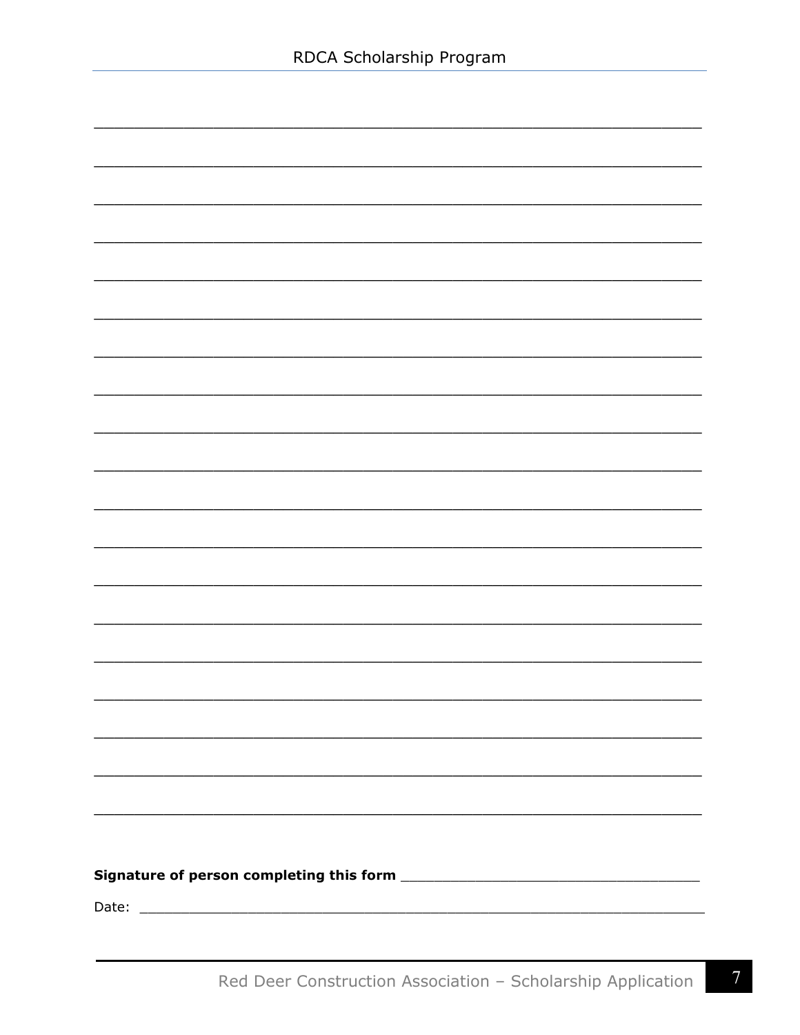\_\_\_\_\_\_\_\_\_\_\_\_\_\_\_\_\_\_\_\_\_\_\_\_\_\_\_\_\_\_\_\_\_\_\_\_\_\_\_\_\_\_\_\_\_\_\_\_\_\_\_\_\_\_\_\_\_\_\_\_\_\_\_\_\_\_\_\_

\_\_\_\_\_\_\_\_\_\_\_\_\_\_\_\_\_\_\_\_\_\_\_\_\_\_\_\_\_\_\_\_\_\_\_\_\_\_\_\_\_\_\_\_\_\_\_\_\_\_\_\_\_\_\_\_\_\_\_\_\_\_\_\_\_\_\_\_

\_\_\_\_\_\_\_\_\_\_\_\_\_\_\_\_\_\_\_\_\_\_\_\_\_\_\_\_\_\_\_\_\_\_\_\_\_\_\_\_\_\_\_\_\_\_\_\_\_\_\_\_\_\_\_\_\_\_\_\_\_\_\_\_\_\_\_\_

\_\_\_\_\_\_\_\_\_\_\_\_\_\_\_\_\_\_\_\_\_\_\_\_\_\_\_\_\_\_\_\_\_\_\_\_\_\_\_\_\_\_\_\_\_\_\_\_\_\_\_\_\_\_\_\_\_\_\_\_\_\_\_\_\_\_\_\_

\_\_\_\_\_\_\_\_\_\_\_\_\_\_\_\_\_\_\_\_\_\_\_\_\_\_\_\_\_\_\_\_\_\_\_\_\_\_\_\_\_\_\_\_\_\_\_\_\_\_\_\_\_\_\_\_\_\_\_\_\_\_\_\_\_\_\_\_

\_\_\_\_\_\_\_\_\_\_\_\_\_\_\_\_\_\_\_\_\_\_\_\_\_\_\_\_\_\_\_\_\_\_\_\_\_\_\_\_\_\_\_\_\_\_\_\_\_\_\_\_\_\_\_\_\_\_\_\_\_\_\_\_\_\_\_\_

\_\_\_\_\_\_\_\_\_\_\_\_\_\_\_\_\_\_\_\_\_\_\_\_\_\_\_\_\_\_\_\_\_\_\_\_\_\_\_\_\_\_\_\_\_\_\_\_\_\_\_\_\_\_\_\_\_\_\_\_\_\_\_\_\_\_\_\_

\_\_\_\_\_\_\_\_\_\_\_\_\_\_\_\_\_\_\_\_\_\_\_\_\_\_\_\_\_\_\_\_\_\_\_\_\_\_\_\_\_\_\_\_\_\_\_\_\_\_\_\_\_\_\_\_\_\_\_\_\_\_\_\_\_\_\_\_

\_\_\_\_\_\_\_\_\_\_\_\_\_\_\_\_\_\_\_\_\_\_\_\_\_\_\_\_\_\_\_\_\_\_\_\_\_\_\_\_\_\_\_\_\_\_\_\_\_\_\_\_\_\_\_\_\_\_\_\_\_\_\_\_\_\_\_\_

\_\_\_\_\_\_\_\_\_\_\_\_\_\_\_\_\_\_\_\_\_\_\_\_\_\_\_\_\_\_\_\_\_\_\_\_\_\_\_\_\_\_\_\_\_\_\_\_\_\_\_\_\_\_\_\_\_\_\_\_\_\_\_\_\_\_\_\_

\_\_\_\_\_\_\_\_\_\_\_\_\_\_\_\_\_\_\_\_\_\_\_\_\_\_\_\_\_\_\_\_\_\_\_\_\_\_\_\_\_\_\_\_\_\_\_\_\_\_\_\_\_\_\_\_\_\_\_\_\_\_\_\_\_\_\_\_

\_\_\_\_\_\_\_\_\_\_\_\_\_\_\_\_\_\_\_\_\_\_\_\_\_\_\_\_\_\_\_\_\_\_\_\_\_\_\_\_\_\_\_\_\_\_\_\_\_\_\_\_\_\_\_\_\_\_\_\_\_\_\_\_\_\_\_\_

\_\_\_\_\_\_\_\_\_\_\_\_\_\_\_\_\_\_\_\_\_\_\_\_\_\_\_\_\_\_\_\_\_\_\_\_\_\_\_\_\_\_\_\_\_\_\_\_\_\_\_\_\_\_\_\_\_\_\_\_\_\_\_\_\_\_\_\_

\_\_\_\_\_\_\_\_\_\_\_\_\_\_\_\_\_\_\_\_\_\_\_\_\_\_\_\_\_\_\_\_\_\_\_\_\_\_\_\_\_\_\_\_\_\_\_\_\_\_\_\_\_\_\_\_\_\_\_\_\_\_\_\_\_\_\_\_

\_\_\_\_\_\_\_\_\_\_\_\_\_\_\_\_\_\_\_\_\_\_\_\_\_\_\_\_\_\_\_\_\_\_\_\_\_\_\_\_\_\_\_\_\_\_\_\_\_\_\_\_\_\_\_\_\_\_\_\_\_\_\_\_\_\_\_\_

\_\_\_\_\_\_\_\_\_\_\_\_\_\_\_\_\_\_\_\_\_\_\_\_\_\_\_\_\_\_\_\_\_\_\_\_\_\_\_\_\_\_\_\_\_\_\_\_\_\_\_\_\_\_\_\_\_\_\_\_\_\_\_\_\_\_\_\_

\_\_\_\_\_\_\_\_\_\_\_\_\_\_\_\_\_\_\_\_\_\_\_\_\_\_\_\_\_\_\_\_\_\_\_\_\_\_\_\_\_\_\_\_\_\_\_\_\_\_\_\_\_\_\_\_\_\_\_\_\_\_\_\_\_\_\_\_

\_\_\_\_\_\_\_\_\_\_\_\_\_\_\_\_\_\_\_\_\_\_\_\_\_\_\_\_\_\_\_\_\_\_\_\_\_\_\_\_\_\_\_\_\_\_\_\_\_\_\_\_\_\_\_\_\_\_\_\_\_\_\_\_\_\_\_\_

\_\_\_\_\_\_\_\_\_\_\_\_\_\_\_\_\_\_\_\_\_\_\_\_\_\_\_\_\_\_\_\_\_\_\_\_\_\_\_\_\_\_\_\_\_\_\_\_\_\_\_\_\_\_\_\_\_\_\_\_\_\_\_\_\_\_\_\_

**Signature of person completing this form** \_\_\_\_\_\_\_\_\_\_\_\_\_\_\_\_\_\_\_\_\_\_\_\_\_\_\_\_\_\_\_\_\_\_\_

Date: \_\_\_\_\_\_\_\_\_\_\_\_\_\_\_\_\_\_\_\_\_\_\_\_\_\_\_\_\_\_\_\_\_\_\_\_\_\_\_\_\_\_\_\_\_\_\_\_\_\_\_\_\_\_\_\_\_\_\_\_\_\_\_\_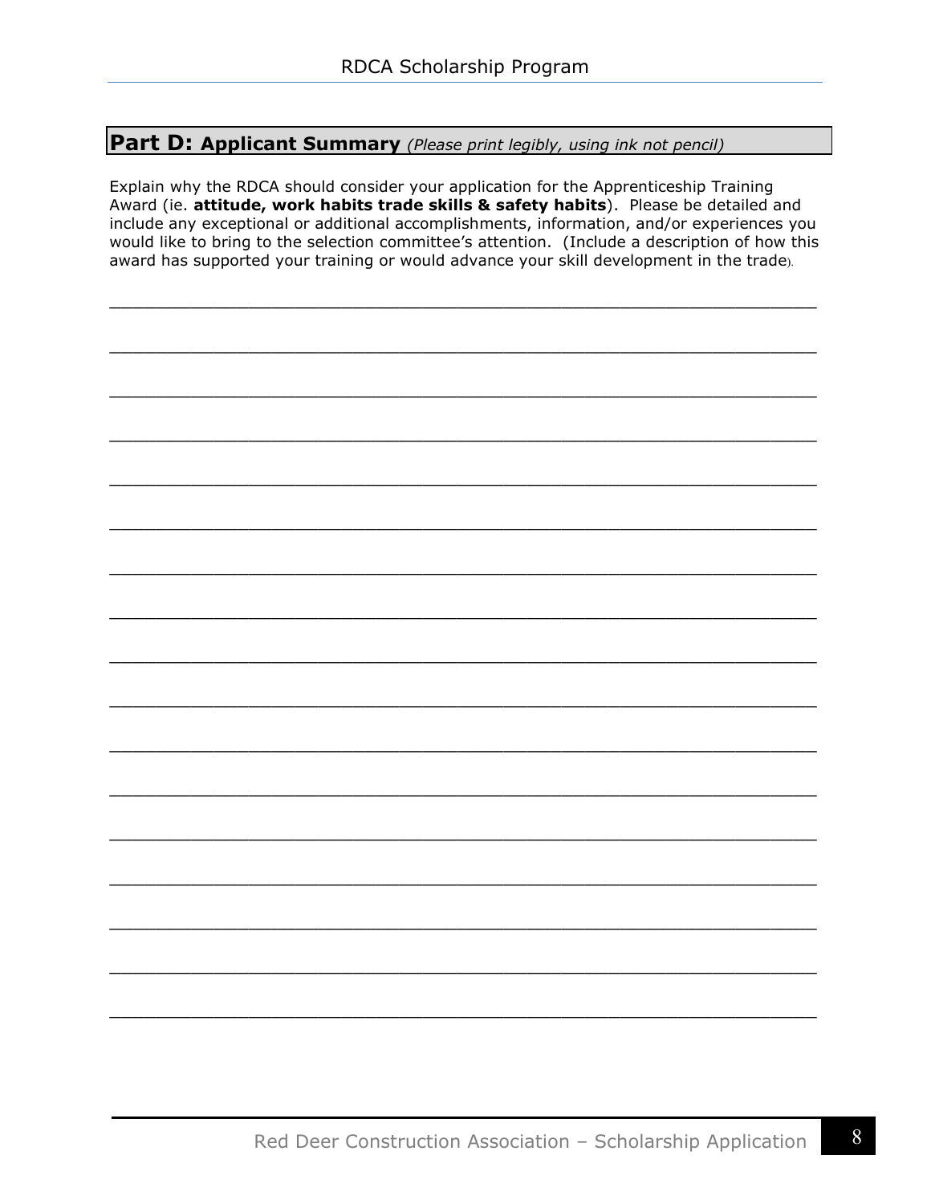## **Part D: Applicant Summary** *(Please print legibly, using ink not pencil)*

Explain why the RDCA should consider your application for the Apprenticeship Training Award (ie. **attitude, work habits trade skills & safety habits**). Please be detailed and include any exceptional or additional accomplishments, information, and/or experiences you would like to bring to the selection committee's attention. (Include a description of how this award has supported your training or would advance your skill development in the trade).

___________________________________________________________________

___________________________________________________________________

___________________________________________________________________

___________________________________________________________________

___________________________________________________________________

___________________________________________________________________

___________________________________________________________________

___________________________________________________________________

___________________________________________________________________

___________________________________________________________________

___________________________________________________________________

___________________________________________________________________

___________________________________________________________________

___________________________________________________________________

___________________________________________________________________

___________________________________________________________________

___________________________________________________________________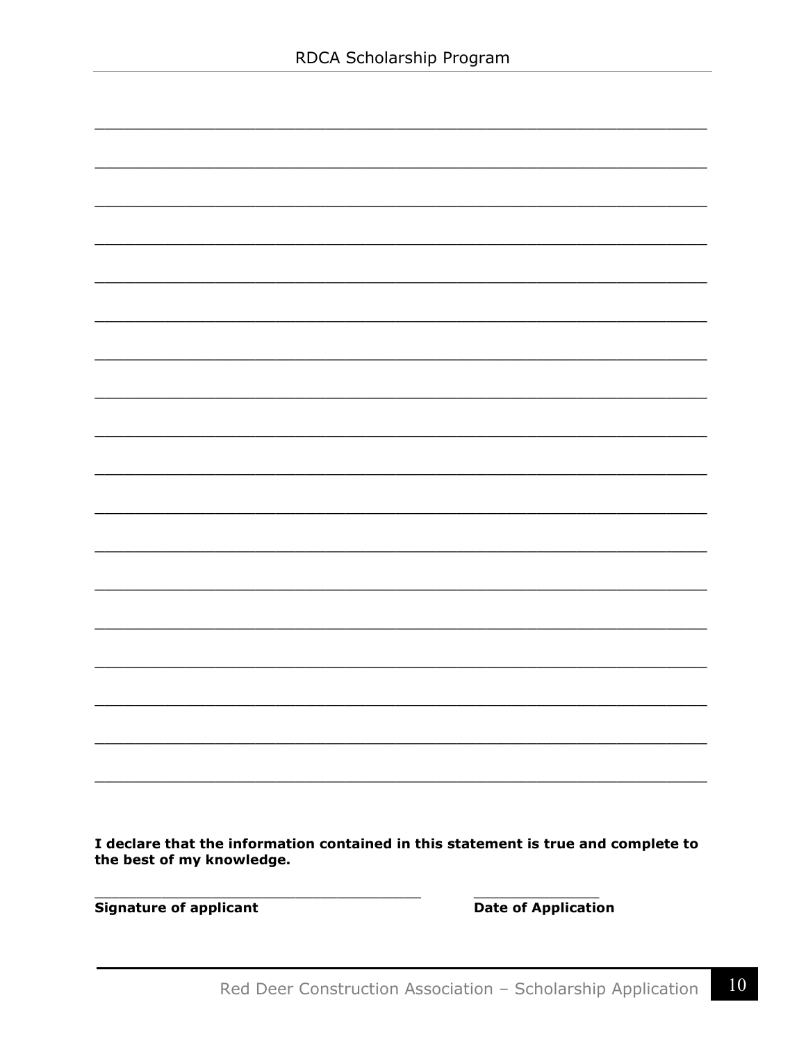\_\_\_\_\_\_\_\_\_\_\_\_\_\_\_\_\_\_\_\_\_\_\_\_\_\_\_\_\_\_\_\_\_\_\_\_\_\_\_\_\_\_\_\_\_\_\_\_\_\_\_\_\_\_\_\_\_\_\_\_\_\_\_\_\_\_\_\_\_\_

\_\_\_\_\_\_\_\_\_\_\_\_\_\_\_\_\_\_\_\_\_\_\_\_\_\_\_\_\_\_\_\_\_\_\_\_\_\_\_\_\_\_\_\_\_\_\_\_\_\_\_\_\_\_\_\_\_\_\_\_\_\_\_\_\_\_\_\_\_\_

\_\_\_\_\_\_\_\_\_\_\_\_\_\_\_\_\_\_\_\_\_\_\_\_\_\_\_\_\_\_\_\_\_\_\_\_\_\_\_\_\_\_\_\_\_\_\_\_\_\_\_\_\_\_\_\_\_\_\_\_\_\_\_\_\_\_\_\_\_\_

\_\_\_\_\_\_\_\_\_\_\_\_\_\_\_\_\_\_\_\_\_\_\_\_\_\_\_\_\_\_\_\_\_\_\_\_\_\_\_\_\_\_\_\_\_\_\_\_\_\_\_\_\_\_\_\_\_\_\_\_\_\_\_\_\_\_\_\_\_\_

\_\_\_\_\_\_\_\_\_\_\_\_\_\_\_\_\_\_\_\_\_\_\_\_\_\_\_\_\_\_\_\_\_\_\_\_\_\_\_\_\_\_\_\_\_\_\_\_\_\_\_\_\_\_\_\_\_\_\_\_\_\_\_\_\_\_\_\_\_\_

\_\_\_\_\_\_\_\_\_\_\_\_\_\_\_\_\_\_\_\_\_\_\_\_\_\_\_\_\_\_\_\_\_\_\_\_\_\_\_\_\_\_\_\_\_\_\_\_\_\_\_\_\_\_\_\_\_\_\_\_\_\_\_\_\_\_\_\_\_\_

\_\_\_\_\_\_\_\_\_\_\_\_\_\_\_\_\_\_\_\_\_\_\_\_\_\_\_\_\_\_\_\_\_\_\_\_\_\_\_\_\_\_\_\_\_\_\_\_\_\_\_\_\_\_\_\_\_\_\_\_\_\_\_\_\_\_\_\_\_\_

\_\_\_\_\_\_\_\_\_\_\_\_\_\_\_\_\_\_\_\_\_\_\_\_\_\_\_\_\_\_\_\_\_\_\_\_\_\_\_\_\_\_\_\_\_\_\_\_\_\_\_\_\_\_\_\_\_\_\_\_\_\_\_\_\_\_\_\_\_\_

\_\_\_\_\_\_\_\_\_\_\_\_\_\_\_\_\_\_\_\_\_\_\_\_\_\_\_\_\_\_\_\_\_\_\_\_\_\_\_\_\_\_\_\_\_\_\_\_\_\_\_\_\_\_\_\_\_\_\_\_\_\_\_\_\_\_\_\_\_\_

\_\_\_\_\_\_\_\_\_\_\_\_\_\_\_\_\_\_\_\_\_\_\_\_\_\_\_\_\_\_\_\_\_\_\_\_\_\_\_\_\_\_\_\_\_\_\_\_\_\_\_\_\_\_\_\_\_\_\_\_\_\_\_\_\_\_\_\_\_\_

\_\_\_\_\_\_\_\_\_\_\_\_\_\_\_\_\_\_\_\_\_\_\_\_\_\_\_\_\_\_\_\_\_\_\_\_\_\_\_\_\_\_\_\_\_\_\_\_\_\_\_\_\_\_\_\_\_\_\_\_\_\_\_\_\_\_\_\_\_\_

\_\_\_\_\_\_\_\_\_\_\_\_\_\_\_\_\_\_\_\_\_\_\_\_\_\_\_\_\_\_\_\_\_\_\_\_\_\_\_\_\_\_\_\_\_\_\_\_\_\_\_\_\_\_\_\_\_\_\_\_\_\_\_\_\_\_\_\_\_\_

\_\_\_\_\_\_\_\_\_\_\_\_\_\_\_\_\_\_\_\_\_\_\_\_\_\_\_\_\_\_\_\_\_\_\_\_\_\_\_\_\_\_\_\_\_\_\_\_\_\_\_\_\_\_\_\_\_\_\_\_\_\_\_\_\_\_\_\_\_\_

\_\_\_\_\_\_\_\_\_\_\_\_\_\_\_\_\_\_\_\_\_\_\_\_\_\_\_\_\_\_\_\_\_\_\_\_\_\_\_\_\_\_\_\_\_\_\_\_\_\_\_\_\_\_\_\_\_\_\_\_\_\_\_\_\_\_\_\_\_\_

\_\_\_\_\_\_\_\_\_\_\_\_\_\_\_\_\_\_\_\_\_\_\_\_\_\_\_\_\_\_\_\_\_\_\_\_\_\_\_\_\_\_\_\_\_\_\_\_\_\_\_\_\_\_\_\_\_\_\_\_\_\_\_\_\_\_\_\_\_\_

\_\_\_\_\_\_\_\_\_\_\_\_\_\_\_\_\_\_\_\_\_\_\_\_\_\_\_\_\_\_\_\_\_\_\_\_\_\_\_\_\_\_\_\_\_\_\_\_\_\_\_\_\_\_\_\_\_\_\_\_\_\_\_\_\_\_\_\_\_\_

\_\_\_\_\_\_\_\_\_\_\_\_\_\_\_\_\_\_\_\_\_\_\_\_\_\_\_\_\_\_\_\_\_\_\_\_\_\_\_\_\_\_\_\_\_\_\_\_\_\_\_\_\_\_\_\_\_\_\_\_\_\_\_\_\_\_\_\_\_\_

\_\_\_\_\_\_\_\_\_\_\_\_\_\_\_\_\_\_\_\_\_\_\_\_\_\_\_\_\_\_\_\_\_\_\_\_\_\_\_\_\_\_\_\_\_\_\_\_\_\_\_\_\_\_\_\_\_\_\_\_\_\_\_\_\_\_\_\_\_\_

**I declare that the information contained in this statement is true and complete to the best of my knowledge.**

\_\_\_\_\_\_\_\_\_\_\_\_\_\_\_\_\_\_\_\_\_\_\_\_\_\_\_\_\_\_\_\_\_\_\_\_\_\_\_ \_\_\_\_\_\_\_\_\_\_\_\_\_\_\_
**Signature of applicant** **Date of Application**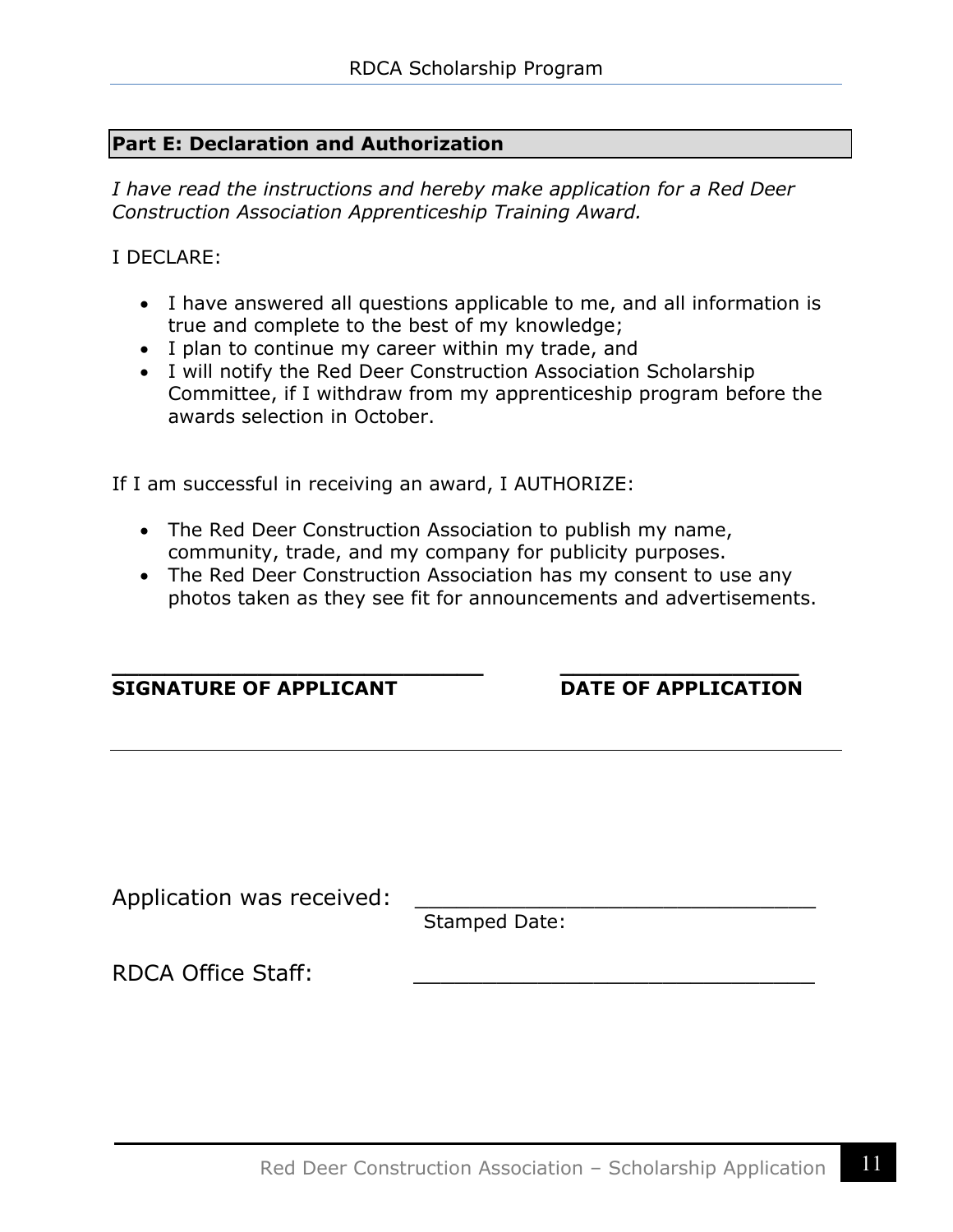## Part E: Declaration and Authorization

*I have read the instructions and hereby make application for a Red Deer Construction Association Apprenticeship Training Award.*

I DECLARE:

- I have answered all questions applicable to me, and all information is true and complete to the best of my knowledge;
- I plan to continue my career within my trade, and
- I will notify the Red Deer Construction Association Scholarship Committee, if I withdraw from my apprenticeship program before the awards selection in October.

If I am successful in receiving an award, I AUTHORIZE:

- The Red Deer Construction Association to publish my name, community, trade, and my company for publicity purposes.
- The Red Deer Construction Association has my consent to use any photos taken as they see fit for announcements and advertisements.

_______________________________ ____________________

**SIGNATURE OF APPLICANT** **DATE OF APPLICATION**

---

Application was received: _______________________________

Stamped Date:

RDCA Office Staff: _______________________________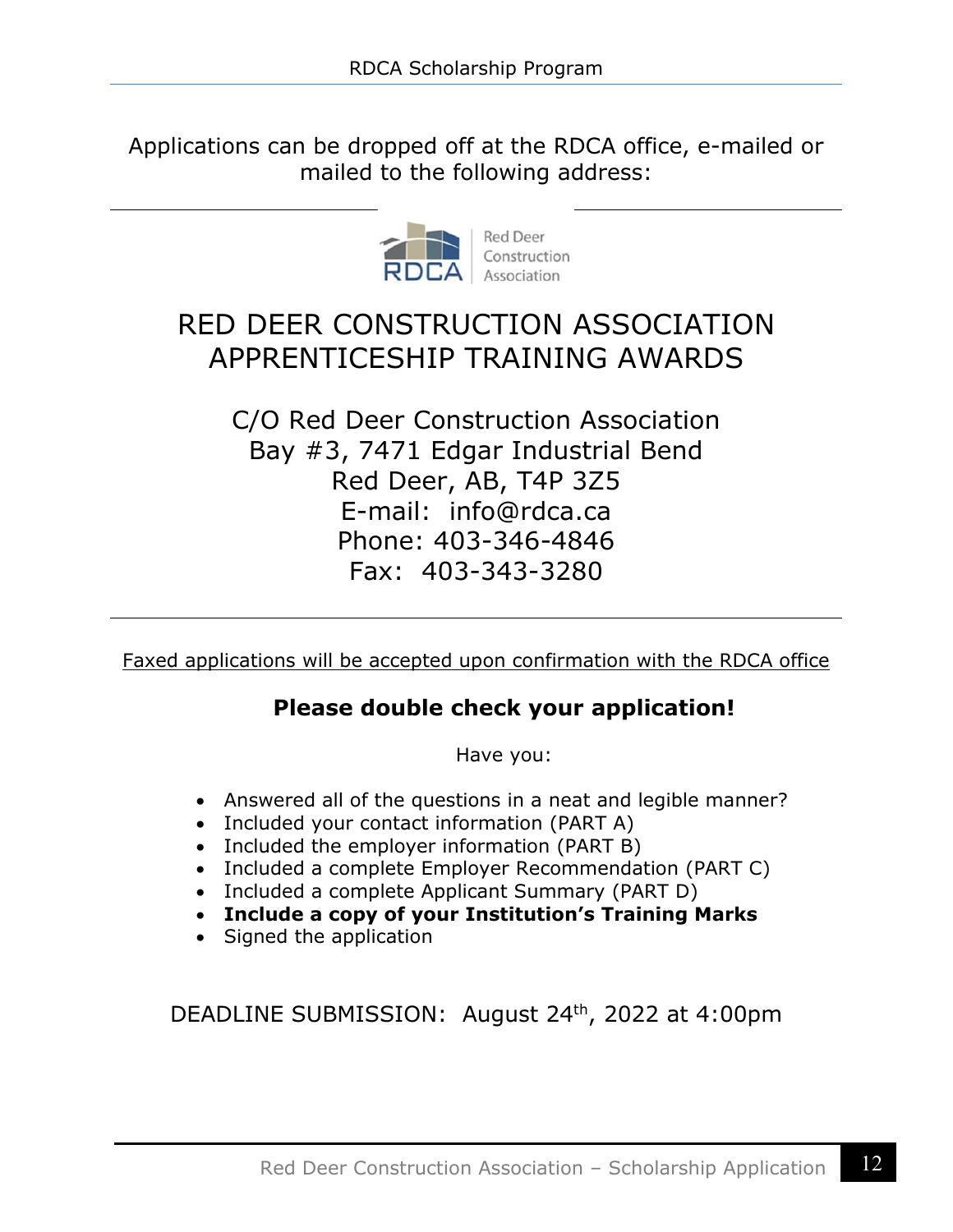Applications can be dropped off at the RDCA office, e-mailed or mailed to the following address:

# RED DEER CONSTRUCTION ASSOCIATION APPRENTICESHIP TRAINING AWARDS

C/O Red Deer Construction Association
Bay #3, 7471 Edgar Industrial Bend
Red Deer, AB, T4P 3Z5
E-mail: info@rdca.ca
Phone: 403-346-4846
Fax: 403-343-3280

Faxed applications will be accepted upon confirmation with the RDCA office

## Please double check your application!

Have you:

- Answered all of the questions in a neat and legible manner?
- Included your contact information (PART A)
- Included the employer information (PART B)
- Included a complete Employer Recommendation (PART C)
- Included a complete Applicant Summary (PART D)
- **Include a copy of your Institution's Training Marks**
- Signed the application

DEADLINE SUBMISSION: August 24th, 2022 at 4:00pm